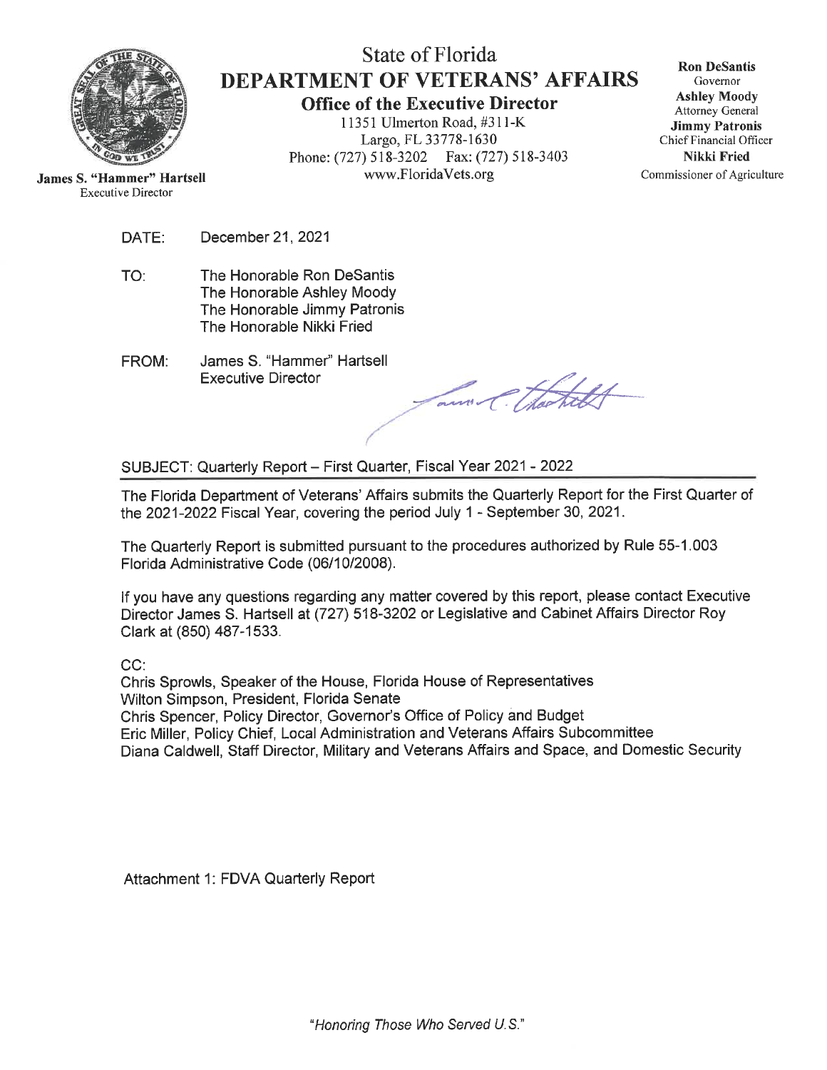# State of Florida
# DEPARTMENT OF VETERANS' AFFAIRS
## Office of the Executive Director

11351 Ulmerton Road, #311-K
Largo, FL 33778-1630
Phone: (727) 518-3202 Fax: (727) 518-3403
www.FloridaVets.org

**James S. "Hammer" Hartsell**
Executive Director

**Ron DeSantis**
Governor
**Ashley Moody**
Attorney General
**Jimmy Patronis**
Chief Financial Officer
**Nikki Fried**
Commissioner of Agriculture

DATE: December 21, 2021

TO: The Honorable Ron DeSantis
The Honorable Ashley Moody
The Honorable Jimmy Patronis
The Honorable Nikki Fried

FROM: James S. "Hammer" Hartsell
Executive Director

SUBJECT: Quarterly Report – First Quarter, Fiscal Year 2021 - 2022

The Florida Department of Veterans' Affairs submits the Quarterly Report for the First Quarter of the 2021-2022 Fiscal Year, covering the period July 1 - September 30, 2021.

The Quarterly Report is submitted pursuant to the procedures authorized by Rule 55-1.003 Florida Administrative Code (06/10/2008).

If you have any questions regarding any matter covered by this report, please contact Executive Director James S. Hartsell at (727) 518-3202 or Legislative and Cabinet Affairs Director Roy Clark at (850) 487-1533.

CC:
Chris Sprowls, Speaker of the House, Florida House of Representatives
Wilton Simpson, President, Florida Senate
Chris Spencer, Policy Director, Governor's Office of Policy and Budget
Eric Miller, Policy Chief, Local Administration and Veterans Affairs Subcommittee
Diana Caldwell, Staff Director, Military and Veterans Affairs and Space, and Domestic Security

Attachment 1: FDVA Quarterly Report

*"Honoring Those Who Served U.S."*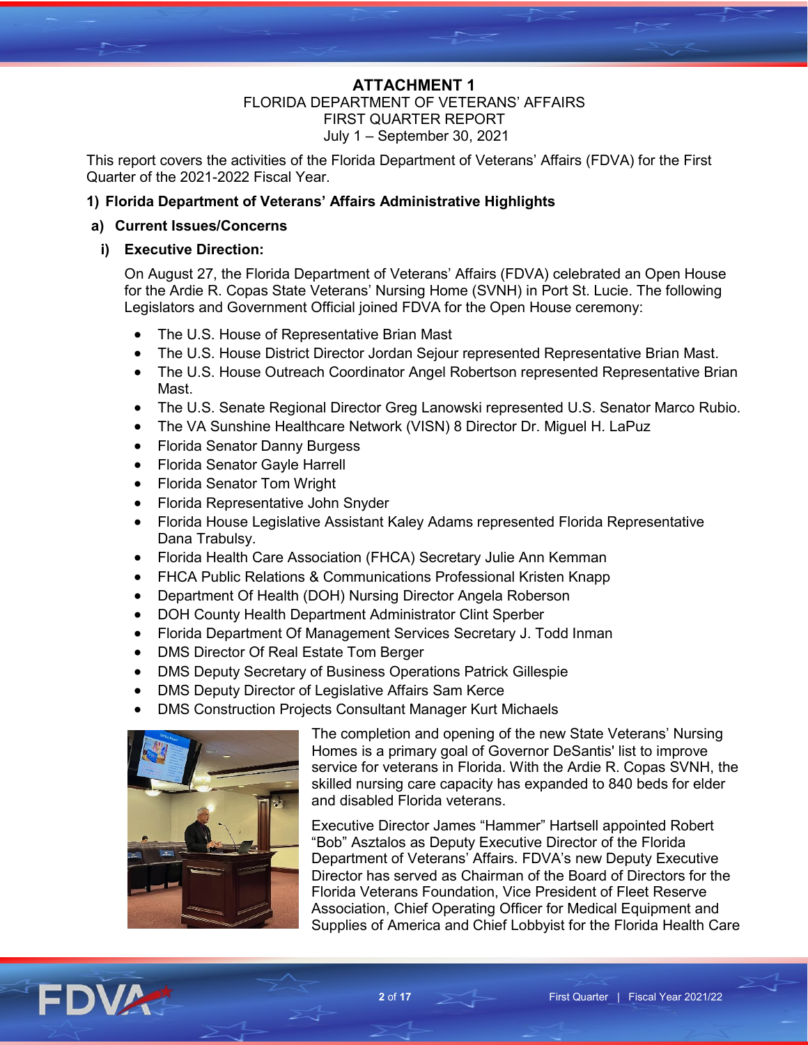# ATTACHMENT 1

FLORIDA DEPARTMENT OF VETERANS' AFFAIRS
FIRST QUARTER REPORT
July 1 – September 30, 2021

This report covers the activities of the Florida Department of Veterans' Affairs (FDVA) for the First Quarter of the 2021-2022 Fiscal Year.

## 1) Florida Department of Veterans' Affairs Administrative Highlights

### a) Current Issues/Concerns

#### i) Executive Direction:

On August 27, the Florida Department of Veterans' Affairs (FDVA) celebrated an Open House for the Ardie R. Copas State Veterans' Nursing Home (SVNH) in Port St. Lucie. The following Legislators and Government Official joined FDVA for the Open House ceremony:

- The U.S. House of Representative Brian Mast
- The U.S. House District Director Jordan Sejour represented Representative Brian Mast.
- The U.S. House Outreach Coordinator Angel Robertson represented Representative Brian Mast.
- The U.S. Senate Regional Director Greg Lanowski represented U.S. Senator Marco Rubio.
- The VA Sunshine Healthcare Network (VISN) 8 Director Dr. Miguel H. LaPuz
- Florida Senator Danny Burgess
- Florida Senator Gayle Harrell
- Florida Senator Tom Wright
- Florida Representative John Snyder
- Florida House Legislative Assistant Kaley Adams represented Florida Representative Dana Trabulsy.
- Florida Health Care Association (FHCA) Secretary Julie Ann Kemman
- FHCA Public Relations & Communications Professional Kristen Knapp
- Department Of Health (DOH) Nursing Director Angela Roberson
- DOH County Health Department Administrator Clint Sperber
- Florida Department Of Management Services Secretary J. Todd Inman
- DMS Director Of Real Estate Tom Berger
- DMS Deputy Secretary of Business Operations Patrick Gillespie
- DMS Deputy Director of Legislative Affairs Sam Kerce
- DMS Construction Projects Consultant Manager Kurt Michaels

The completion and opening of the new State Veterans' Nursing Homes is a primary goal of Governor DeSantis' list to improve service for veterans in Florida. With the Ardie R. Copas SVNH, the skilled nursing care capacity has expanded to 840 beds for elder and disabled Florida veterans.

Executive Director James "Hammer" Hartsell appointed Robert "Bob" Asztalos as Deputy Executive Director of the Florida Department of Veterans' Affairs. FDVA's new Deputy Executive Director has served as Chairman of the Board of Directors for the Florida Veterans Foundation, Vice President of Fleet Reserve Association, Chief Operating Officer for Medical Equipment and Supplies of America and Chief Lobbyist for the Florida Health Care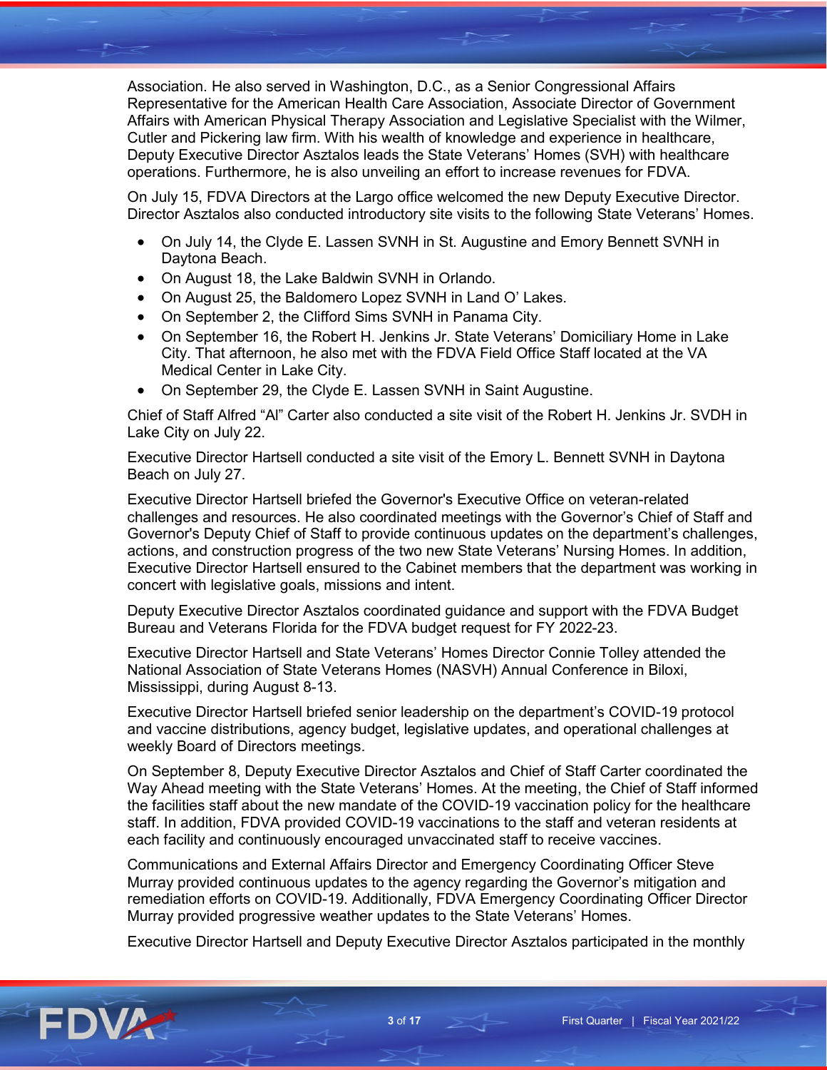Association. He also served in Washington, D.C., as a Senior Congressional Affairs Representative for the American Health Care Association, Associate Director of Government Affairs with American Physical Therapy Association and Legislative Specialist with the Wilmer, Cutler and Pickering law firm. With his wealth of knowledge and experience in healthcare, Deputy Executive Director Asztalos leads the State Veterans' Homes (SVH) with healthcare operations. Furthermore, he is also unveiling an effort to increase revenues for FDVA.

On July 15, FDVA Directors at the Largo office welcomed the new Deputy Executive Director. Director Asztalos also conducted introductory site visits to the following State Veterans' Homes.

- On July 14, the Clyde E. Lassen SVNH in St. Augustine and Emory Bennett SVNH in Daytona Beach.
- On August 18, the Lake Baldwin SVNH in Orlando.
- On August 25, the Baldomero Lopez SVNH in Land O' Lakes.
- On September 2, the Clifford Sims SVNH in Panama City.
- On September 16, the Robert H. Jenkins Jr. State Veterans' Domiciliary Home in Lake City. That afternoon, he also met with the FDVA Field Office Staff located at the VA Medical Center in Lake City.
- On September 29, the Clyde E. Lassen SVNH in Saint Augustine.

Chief of Staff Alfred "Al" Carter also conducted a site visit of the Robert H. Jenkins Jr. SVDH in Lake City on July 22.

Executive Director Hartsell conducted a site visit of the Emory L. Bennett SVNH in Daytona Beach on July 27.

Executive Director Hartsell briefed the Governor's Executive Office on veteran-related challenges and resources. He also coordinated meetings with the Governor's Chief of Staff and Governor's Deputy Chief of Staff to provide continuous updates on the department's challenges, actions, and construction progress of the two new State Veterans' Nursing Homes. In addition, Executive Director Hartsell ensured to the Cabinet members that the department was working in concert with legislative goals, missions and intent.

Deputy Executive Director Asztalos coordinated guidance and support with the FDVA Budget Bureau and Veterans Florida for the FDVA budget request for FY 2022-23.

Executive Director Hartsell and State Veterans' Homes Director Connie Tolley attended the National Association of State Veterans Homes (NASVH) Annual Conference in Biloxi, Mississippi, during August 8-13.

Executive Director Hartsell briefed senior leadership on the department's COVID-19 protocol and vaccine distributions, agency budget, legislative updates, and operational challenges at weekly Board of Directors meetings.

On September 8, Deputy Executive Director Asztalos and Chief of Staff Carter coordinated the Way Ahead meeting with the State Veterans' Homes. At the meeting, the Chief of Staff informed the facilities staff about the new mandate of the COVID-19 vaccination policy for the healthcare staff. In addition, FDVA provided COVID-19 vaccinations to the staff and veteran residents at each facility and continuously encouraged unvaccinated staff to receive vaccines.

Communications and External Affairs Director and Emergency Coordinating Officer Steve Murray provided continuous updates to the agency regarding the Governor's mitigation and remediation efforts on COVID-19. Additionally, FDVA Emergency Coordinating Officer Director Murray provided progressive weather updates to the State Veterans' Homes.

Executive Director Hartsell and Deputy Executive Director Asztalos participated in the monthly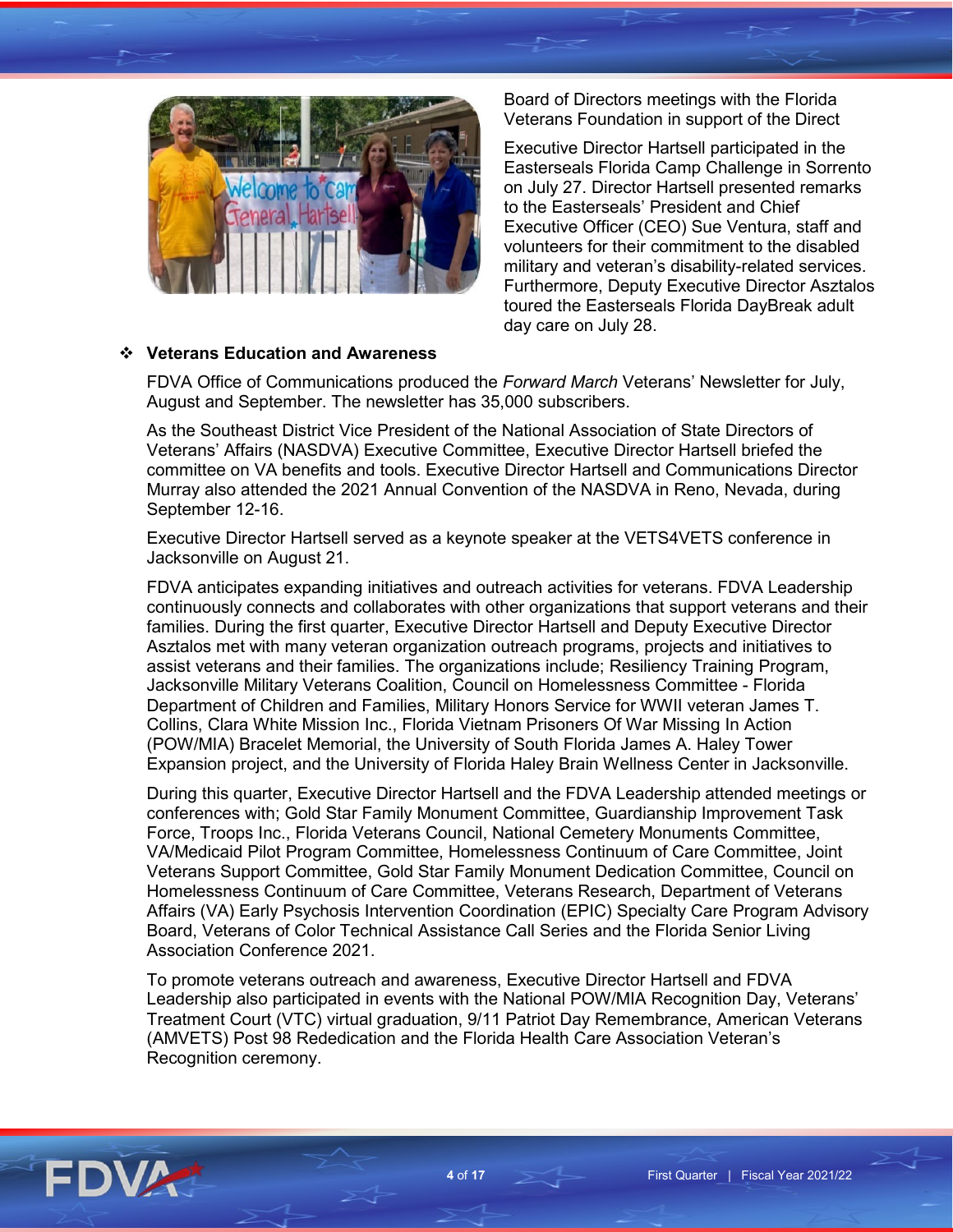Board of Directors meetings with the Florida Veterans Foundation in support of the Direct

Executive Director Hartsell participated in the Easterseals Florida Camp Challenge in Sorrento on July 27. Director Hartsell presented remarks to the Easterseals' President and Chief Executive Officer (CEO) Sue Ventura, staff and volunteers for their commitment to the disabled military and veteran's disability-related services. Furthermore, Deputy Executive Director Asztalos toured the Easterseals Florida DayBreak adult day care on July 28.

- **Veterans Education and Awareness**

FDVA Office of Communications produced the *Forward March* Veterans' Newsletter for July, August and September. The newsletter has 35,000 subscribers.

As the Southeast District Vice President of the National Association of State Directors of Veterans' Affairs (NASDVA) Executive Committee, Executive Director Hartsell briefed the committee on VA benefits and tools. Executive Director Hartsell and Communications Director Murray also attended the 2021 Annual Convention of the NASDVA in Reno, Nevada, during September 12-16.

Executive Director Hartsell served as a keynote speaker at the VETS4VETS conference in Jacksonville on August 21.

FDVA anticipates expanding initiatives and outreach activities for veterans. FDVA Leadership continuously connects and collaborates with other organizations that support veterans and their families. During the first quarter, Executive Director Hartsell and Deputy Executive Director Asztalos met with many veteran organization outreach programs, projects and initiatives to assist veterans and their families. The organizations include; Resiliency Training Program, Jacksonville Military Veterans Coalition, Council on Homelessness Committee - Florida Department of Children and Families, Military Honors Service for WWII veteran James T. Collins, Clara White Mission Inc., Florida Vietnam Prisoners Of War Missing In Action (POW/MIA) Bracelet Memorial, the University of South Florida James A. Haley Tower Expansion project, and the University of Florida Haley Brain Wellness Center in Jacksonville.

During this quarter, Executive Director Hartsell and the FDVA Leadership attended meetings or conferences with; Gold Star Family Monument Committee, Guardianship Improvement Task Force, Troops Inc., Florida Veterans Council, National Cemetery Monuments Committee, VA/Medicaid Pilot Program Committee, Homelessness Continuum of Care Committee, Joint Veterans Support Committee, Gold Star Family Monument Dedication Committee, Council on Homelessness Continuum of Care Committee, Veterans Research, Department of Veterans Affairs (VA) Early Psychosis Intervention Coordination (EPIC) Specialty Care Program Advisory Board, Veterans of Color Technical Assistance Call Series and the Florida Senior Living Association Conference 2021.

To promote veterans outreach and awareness, Executive Director Hartsell and FDVA Leadership also participated in events with the National POW/MIA Recognition Day, Veterans' Treatment Court (VTC) virtual graduation, 9/11 Patriot Day Remembrance, American Veterans (AMVETS) Post 98 Rededication and the Florida Health Care Association Veteran's Recognition ceremony.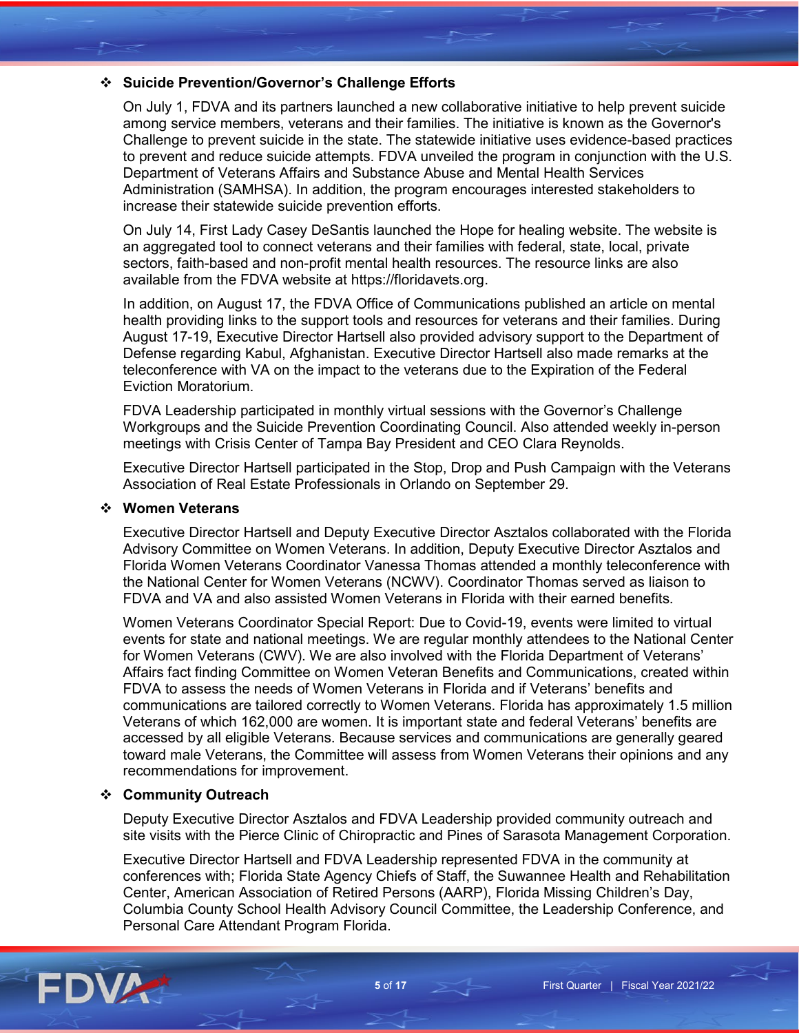- **Suicide Prevention/Governor's Challenge Efforts**

  On July 1, FDVA and its partners launched a new collaborative initiative to help prevent suicide among service members, veterans and their families. The initiative is known as the Governor's Challenge to prevent suicide in the state. The statewide initiative uses evidence-based practices to prevent and reduce suicide attempts. FDVA unveiled the program in conjunction with the U.S. Department of Veterans Affairs and Substance Abuse and Mental Health Services Administration (SAMHSA). In addition, the program encourages interested stakeholders to increase their statewide suicide prevention efforts.

  On July 14, First Lady Casey DeSantis launched the Hope for healing website. The website is an aggregated tool to connect veterans and their families with federal, state, local, private sectors, faith-based and non-profit mental health resources. The resource links are also available from the FDVA website at https://floridavets.org.

  In addition, on August 17, the FDVA Office of Communications published an article on mental health providing links to the support tools and resources for veterans and their families. During August 17-19, Executive Director Hartsell also provided advisory support to the Department of Defense regarding Kabul, Afghanistan. Executive Director Hartsell also made remarks at the teleconference with VA on the impact to the veterans due to the Expiration of the Federal Eviction Moratorium.

  FDVA Leadership participated in monthly virtual sessions with the Governor's Challenge Workgroups and the Suicide Prevention Coordinating Council. Also attended weekly in-person meetings with Crisis Center of Tampa Bay President and CEO Clara Reynolds.

  Executive Director Hartsell participated in the Stop, Drop and Push Campaign with the Veterans Association of Real Estate Professionals in Orlando on September 29.

- **Women Veterans**

  Executive Director Hartsell and Deputy Executive Director Asztalos collaborated with the Florida Advisory Committee on Women Veterans. In addition, Deputy Executive Director Asztalos and Florida Women Veterans Coordinator Vanessa Thomas attended a monthly teleconference with the National Center for Women Veterans (NCWV). Coordinator Thomas served as liaison to FDVA and VA and also assisted Women Veterans in Florida with their earned benefits.

  Women Veterans Coordinator Special Report: Due to Covid-19, events were limited to virtual events for state and national meetings. We are regular monthly attendees to the National Center for Women Veterans (CWV). We are also involved with the Florida Department of Veterans' Affairs fact finding Committee on Women Veteran Benefits and Communications, created within FDVA to assess the needs of Women Veterans in Florida and if Veterans' benefits and communications are tailored correctly to Women Veterans. Florida has approximately 1.5 million Veterans of which 162,000 are women. It is important state and federal Veterans' benefits are accessed by all eligible Veterans. Because services and communications are generally geared toward male Veterans, the Committee will assess from Women Veterans their opinions and any recommendations for improvement.

- **Community Outreach**

  Deputy Executive Director Asztalos and FDVA Leadership provided community outreach and site visits with the Pierce Clinic of Chiropractic and Pines of Sarasota Management Corporation.

  Executive Director Hartsell and FDVA Leadership represented FDVA in the community at conferences with; Florida State Agency Chiefs of Staff, the Suwannee Health and Rehabilitation Center, American Association of Retired Persons (AARP), Florida Missing Children's Day, Columbia County School Health Advisory Council Committee, the Leadership Conference, and Personal Care Attendant Program Florida.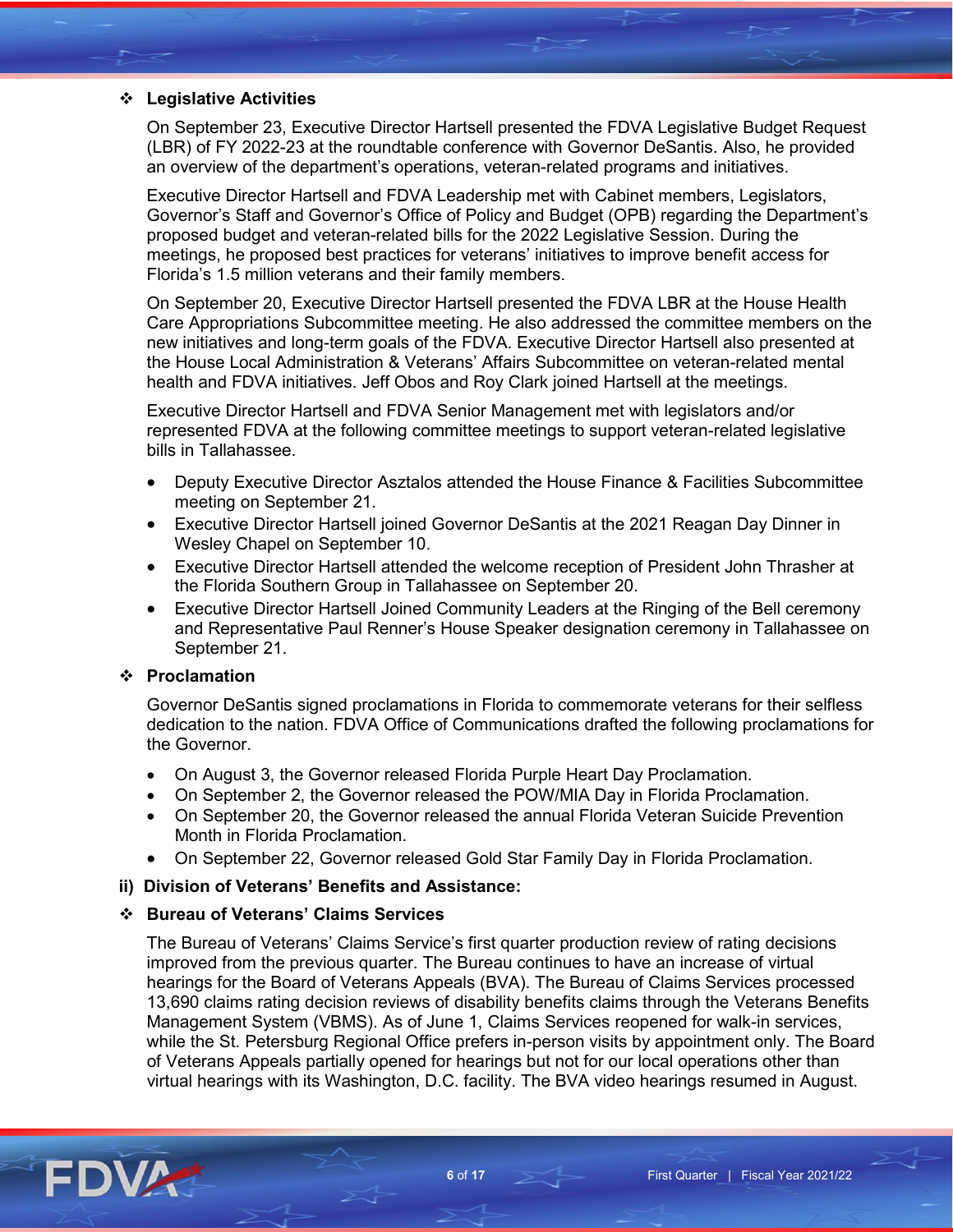### ❖ Legislative Activities

On September 23, Executive Director Hartsell presented the FDVA Legislative Budget Request (LBR) of FY 2022-23 at the roundtable conference with Governor DeSantis. Also, he provided an overview of the department's operations, veteran-related programs and initiatives.

Executive Director Hartsell and FDVA Leadership met with Cabinet members, Legislators, Governor's Staff and Governor's Office of Policy and Budget (OPB) regarding the Department's proposed budget and veteran-related bills for the 2022 Legislative Session. During the meetings, he proposed best practices for veterans' initiatives to improve benefit access for Florida's 1.5 million veterans and their family members.

On September 20, Executive Director Hartsell presented the FDVA LBR at the House Health Care Appropriations Subcommittee meeting. He also addressed the committee members on the new initiatives and long-term goals of the FDVA. Executive Director Hartsell also presented at the House Local Administration & Veterans' Affairs Subcommittee on veteran-related mental health and FDVA initiatives. Jeff Obos and Roy Clark joined Hartsell at the meetings.

Executive Director Hartsell and FDVA Senior Management met with legislators and/or represented FDVA at the following committee meetings to support veteran-related legislative bills in Tallahassee.

- Deputy Executive Director Asztalos attended the House Finance & Facilities Subcommittee meeting on September 21.
- Executive Director Hartsell joined Governor DeSantis at the 2021 Reagan Day Dinner in Wesley Chapel on September 10.
- Executive Director Hartsell attended the welcome reception of President John Thrasher at the Florida Southern Group in Tallahassee on September 20.
- Executive Director Hartsell Joined Community Leaders at the Ringing of the Bell ceremony and Representative Paul Renner's House Speaker designation ceremony in Tallahassee on September 21.

### ❖ Proclamation

Governor DeSantis signed proclamations in Florida to commemorate veterans for their selfless dedication to the nation. FDVA Office of Communications drafted the following proclamations for the Governor.

- On August 3, the Governor released Florida Purple Heart Day Proclamation.
- On September 2, the Governor released the POW/MIA Day in Florida Proclamation.
- On September 20, the Governor released the annual Florida Veteran Suicide Prevention Month in Florida Proclamation.
- On September 22, Governor released Gold Star Family Day in Florida Proclamation.

## ii) Division of Veterans' Benefits and Assistance:

### ❖ Bureau of Veterans' Claims Services

The Bureau of Veterans' Claims Service's first quarter production review of rating decisions improved from the previous quarter. The Bureau continues to have an increase of virtual hearings for the Board of Veterans Appeals (BVA). The Bureau of Claims Services processed 13,690 claims rating decision reviews of disability benefits claims through the Veterans Benefits Management System (VBMS). As of June 1, Claims Services reopened for walk-in services, while the St. Petersburg Regional Office prefers in-person visits by appointment only. The Board of Veterans Appeals partially opened for hearings but not for our local operations other than virtual hearings with its Washington, D.C. facility. The BVA video hearings resumed in August.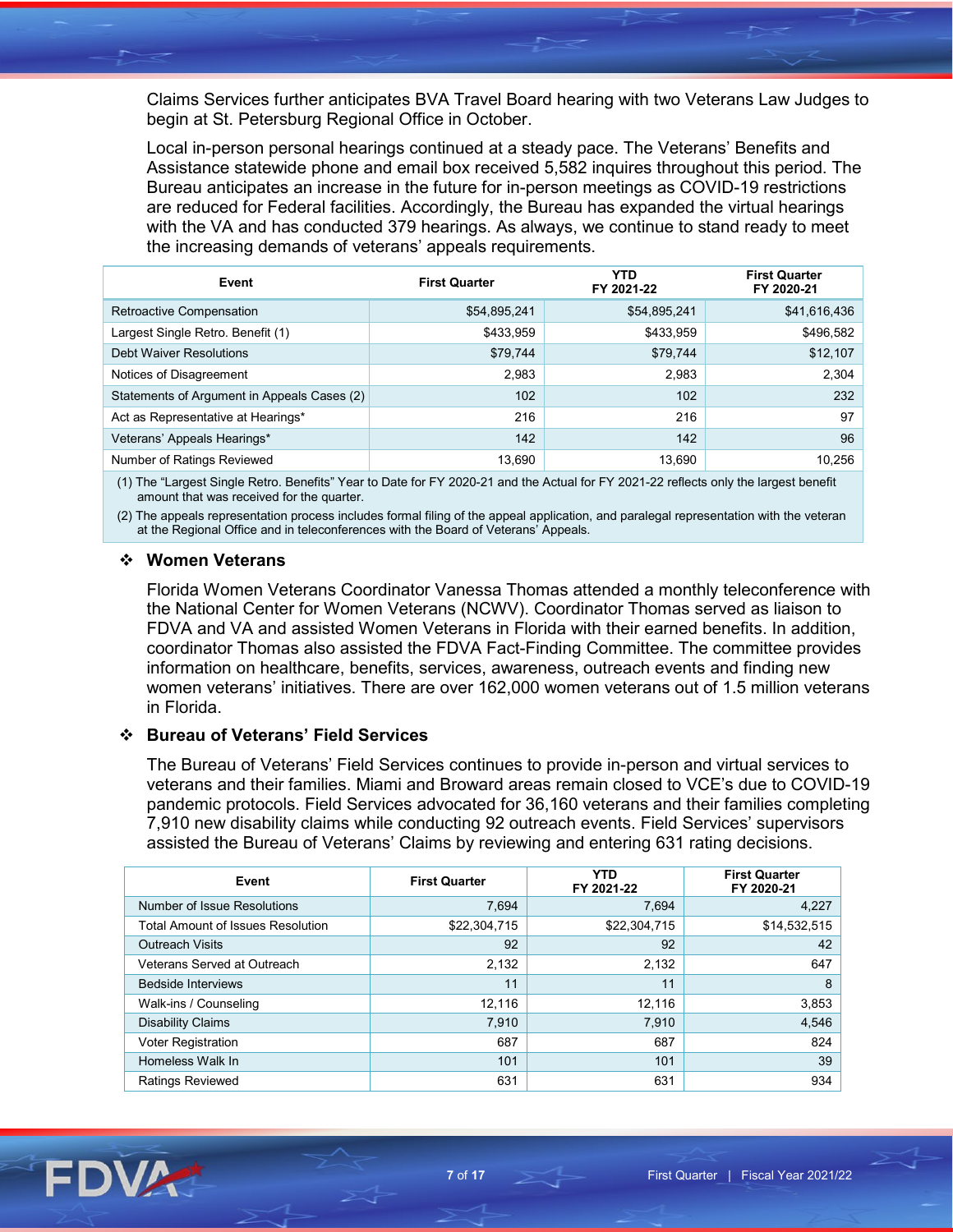Claims Services further anticipates BVA Travel Board hearing with two Veterans Law Judges to begin at St. Petersburg Regional Office in October.

Local in-person personal hearings continued at a steady pace. The Veterans' Benefits and Assistance statewide phone and email box received 5,582 inquires throughout this period. The Bureau anticipates an increase in the future for in-person meetings as COVID-19 restrictions are reduced for Federal facilities. Accordingly, the Bureau has expanded the virtual hearings with the VA and has conducted 379 hearings. As always, we continue to stand ready to meet the increasing demands of veterans' appeals requirements.

| Event | First Quarter | YTD FY 2021-22 | First Quarter FY 2020-21 |
|---|---|---|---|
| Retroactive Compensation | $54,895,241 | $54,895,241 | $41,616,436 |
| Largest Single Retro. Benefit (1) | $433,959 | $433,959 | $496,582 |
| Debt Waiver Resolutions | $79,744 | $79,744 | $12,107 |
| Notices of Disagreement | 2,983 | 2,983 | 2,304 |
| Statements of Argument in Appeals Cases (2) | 102 | 102 | 232 |
| Act as Representative at Hearings* | 216 | 216 | 97 |
| Veterans' Appeals Hearings* | 142 | 142 | 96 |
| Number of Ratings Reviewed | 13,690 | 13,690 | 10,256 |

(1) The "Largest Single Retro. Benefits" Year to Date for FY 2020-21 and the Actual for FY 2021-22 reflects only the largest benefit amount that was received for the quarter.

(2) The appeals representation process includes formal filing of the appeal application, and paralegal representation with the veteran at the Regional Office and in teleconferences with the Board of Veterans' Appeals.

### ❖ Women Veterans

Florida Women Veterans Coordinator Vanessa Thomas attended a monthly teleconference with the National Center for Women Veterans (NCWV). Coordinator Thomas served as liaison to FDVA and VA and assisted Women Veterans in Florida with their earned benefits. In addition, coordinator Thomas also assisted the FDVA Fact-Finding Committee. The committee provides information on healthcare, benefits, services, awareness, outreach events and finding new women veterans' initiatives. There are over 162,000 women veterans out of 1.5 million veterans in Florida.

### ❖ Bureau of Veterans' Field Services

The Bureau of Veterans' Field Services continues to provide in-person and virtual services to veterans and their families. Miami and Broward areas remain closed to VCE's due to COVID-19 pandemic protocols. Field Services advocated for 36,160 veterans and their families completing 7,910 new disability claims while conducting 92 outreach events. Field Services' supervisors assisted the Bureau of Veterans' Claims by reviewing and entering 631 rating decisions.

| Event | First Quarter | YTD FY 2021-22 | First Quarter FY 2020-21 |
|---|---|---|---|
| Number of Issue Resolutions | 7,694 | 7,694 | 4,227 |
| Total Amount of Issues Resolution | $22,304,715 | $22,304,715 | $14,532,515 |
| Outreach Visits | 92 | 92 | 42 |
| Veterans Served at Outreach | 2,132 | 2,132 | 647 |
| Bedside Interviews | 11 | 11 | 8 |
| Walk-ins / Counseling | 12,116 | 12,116 | 3,853 |
| Disability Claims | 7,910 | 7,910 | 4,546 |
| Voter Registration | 687 | 687 | 824 |
| Homeless Walk In | 101 | 101 | 39 |
| Ratings Reviewed | 631 | 631 | 934 |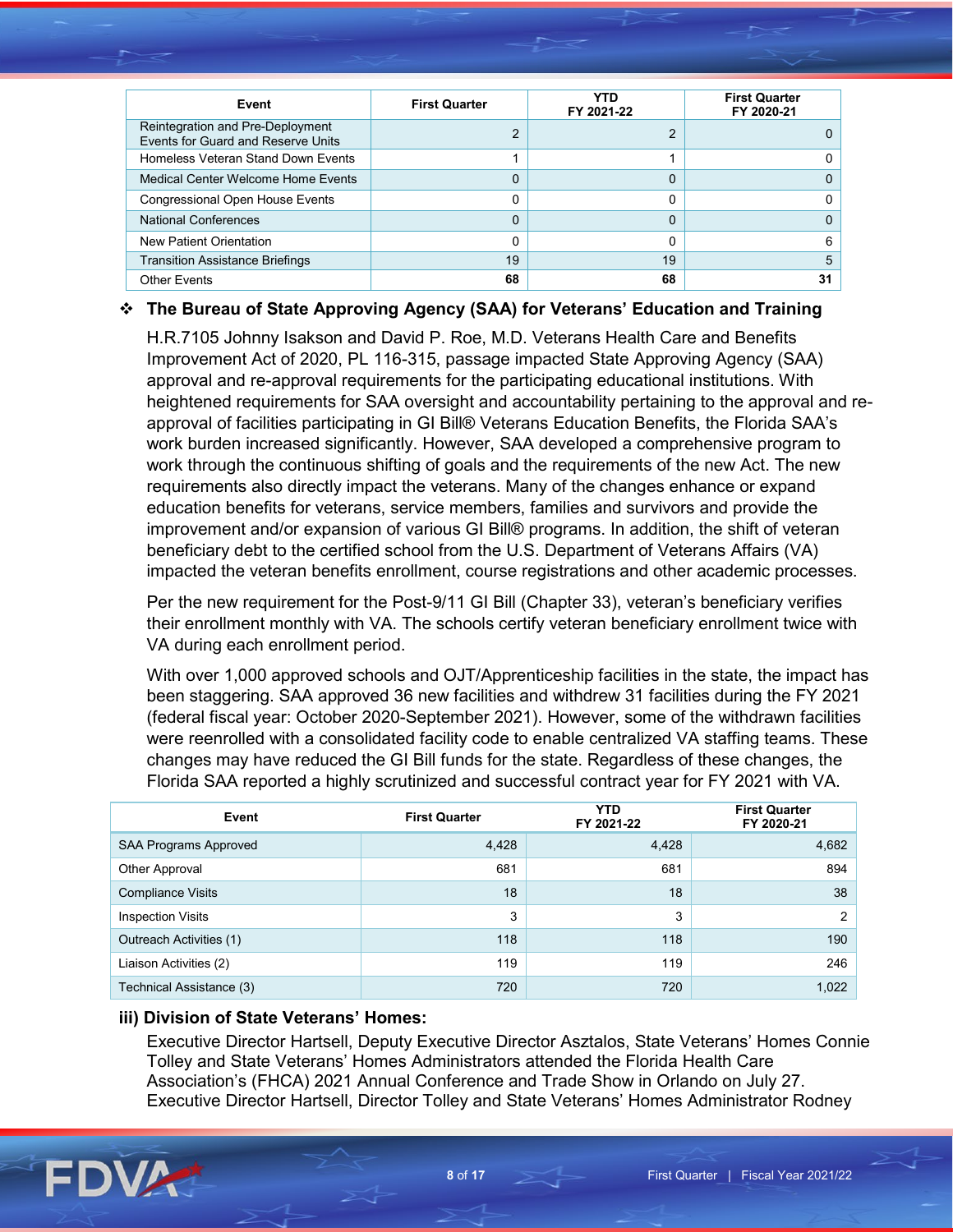| Event | First Quarter | YTD FY 2021-22 | First Quarter FY 2020-21 |
|---|---|---|---|
| Reintegration and Pre-Deployment Events for Guard and Reserve Units | 2 | 2 | 0 |
| Homeless Veteran Stand Down Events | 1 | 1 | 0 |
| Medical Center Welcome Home Events | 0 | 0 | 0 |
| Congressional Open House Events | 0 | 0 | 0 |
| National Conferences | 0 | 0 | 0 |
| New Patient Orientation | 0 | 0 | 6 |
| Transition Assistance Briefings | 19 | 19 | 5 |
| Other Events | **68** | **68** | **31** |

- **The Bureau of State Approving Agency (SAA) for Veterans' Education and Training**

H.R.7105 Johnny Isakson and David P. Roe, M.D. Veterans Health Care and Benefits Improvement Act of 2020, PL 116-315, passage impacted State Approving Agency (SAA) approval and re-approval requirements for the participating educational institutions. With heightened requirements for SAA oversight and accountability pertaining to the approval and re-approval of facilities participating in GI Bill® Veterans Education Benefits, the Florida SAA's work burden increased significantly. However, SAA developed a comprehensive program to work through the continuous shifting of goals and the requirements of the new Act. The new requirements also directly impact the veterans. Many of the changes enhance or expand education benefits for veterans, service members, families and survivors and provide the improvement and/or expansion of various GI Bill® programs. In addition, the shift of veteran beneficiary debt to the certified school from the U.S. Department of Veterans Affairs (VA) impacted the veteran benefits enrollment, course registrations and other academic processes.

Per the new requirement for the Post-9/11 GI Bill (Chapter 33), veteran's beneficiary verifies their enrollment monthly with VA. The schools certify veteran beneficiary enrollment twice with VA during each enrollment period.

With over 1,000 approved schools and OJT/Apprenticeship facilities in the state, the impact has been staggering. SAA approved 36 new facilities and withdrew 31 facilities during the FY 2021 (federal fiscal year: October 2020-September 2021). However, some of the withdrawn facilities were reenrolled with a consolidated facility code to enable centralized VA staffing teams. These changes may have reduced the GI Bill funds for the state. Regardless of these changes, the Florida SAA reported a highly scrutinized and successful contract year for FY 2021 with VA.

| Event | First Quarter | YTD FY 2021-22 | First Quarter FY 2020-21 |
|---|---|---|---|
| SAA Programs Approved | 4,428 | 4,428 | 4,682 |
| Other Approval | 681 | 681 | 894 |
| Compliance Visits | 18 | 18 | 38 |
| Inspection Visits | 3 | 3 | 2 |
| Outreach Activities (1) | 118 | 118 | 190 |
| Liaison Activities (2) | 119 | 119 | 246 |
| Technical Assistance (3) | 720 | 720 | 1,022 |

**iii) Division of State Veterans' Homes:**

Executive Director Hartsell, Deputy Executive Director Asztalos, State Veterans' Homes Connie Tolley and State Veterans' Homes Administrators attended the Florida Health Care Association's (FHCA) 2021 Annual Conference and Trade Show in Orlando on July 27. Executive Director Hartsell, Director Tolley and State Veterans' Homes Administrator Rodney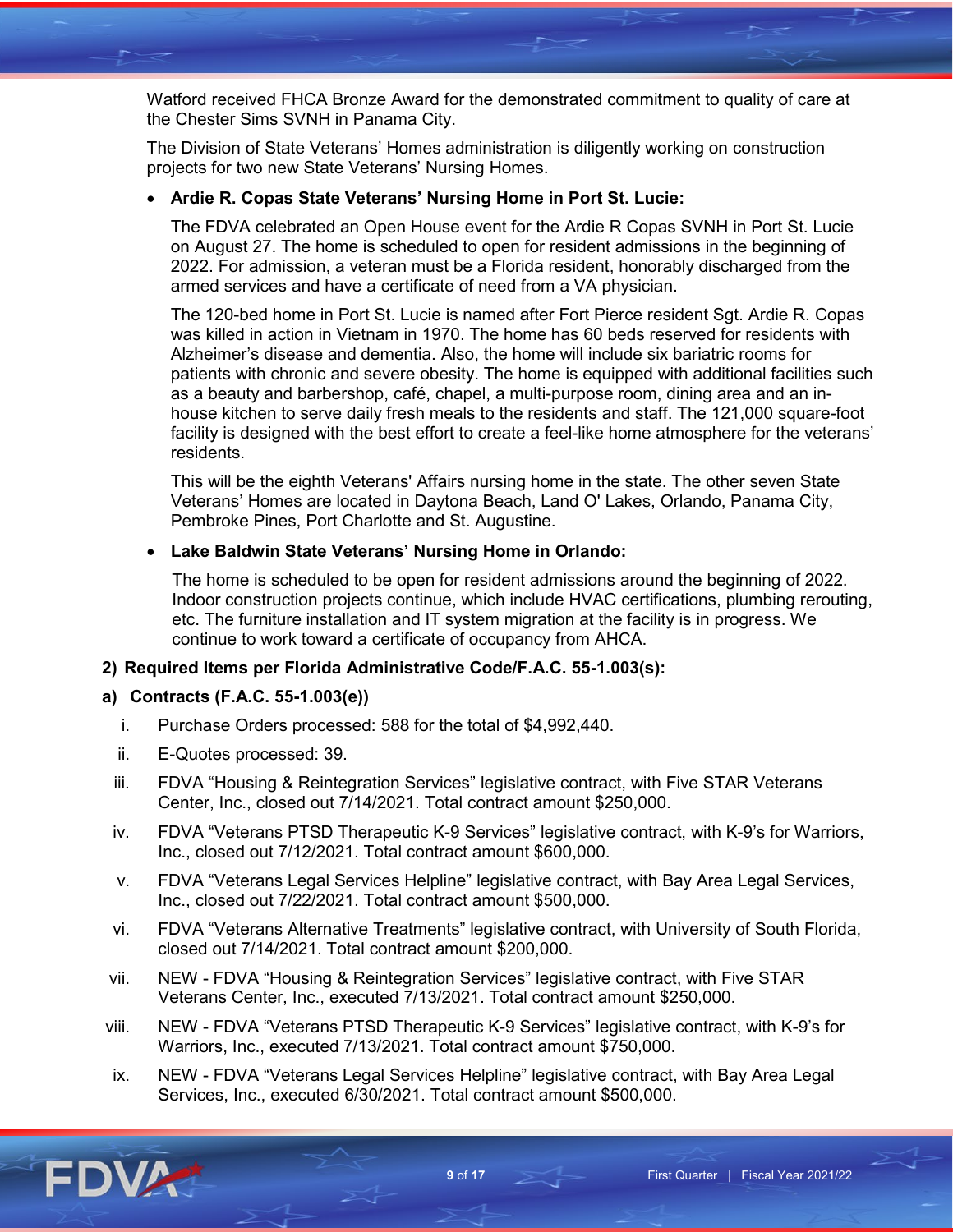Watford received FHCA Bronze Award for the demonstrated commitment to quality of care at the Chester Sims SVNH in Panama City.

The Division of State Veterans' Homes administration is diligently working on construction projects for two new State Veterans' Nursing Homes.

- **Ardie R. Copas State Veterans' Nursing Home in Port St. Lucie:**

  The FDVA celebrated an Open House event for the Ardie R Copas SVNH in Port St. Lucie on August 27. The home is scheduled to open for resident admissions in the beginning of 2022. For admission, a veteran must be a Florida resident, honorably discharged from the armed services and have a certificate of need from a VA physician.

  The 120-bed home in Port St. Lucie is named after Fort Pierce resident Sgt. Ardie R. Copas was killed in action in Vietnam in 1970. The home has 60 beds reserved for residents with Alzheimer's disease and dementia. Also, the home will include six bariatric rooms for patients with chronic and severe obesity. The home is equipped with additional facilities such as a beauty and barbershop, café, chapel, a multi-purpose room, dining area and an in-house kitchen to serve daily fresh meals to the residents and staff. The 121,000 square-foot facility is designed with the best effort to create a feel-like home atmosphere for the veterans' residents.

  This will be the eighth Veterans' Affairs nursing home in the state. The other seven State Veterans' Homes are located in Daytona Beach, Land O' Lakes, Orlando, Panama City, Pembroke Pines, Port Charlotte and St. Augustine.

- **Lake Baldwin State Veterans' Nursing Home in Orlando:**

  The home is scheduled to be open for resident admissions around the beginning of 2022. Indoor construction projects continue, which include HVAC certifications, plumbing rerouting, etc. The furniture installation and IT system migration at the facility is in progress. We continue to work toward a certificate of occupancy from AHCA.

**2) Required Items per Florida Administrative Code/F.A.C. 55-1.003(s):**

**a) Contracts (F.A.C. 55-1.003(e))**

i. Purchase Orders processed: 588 for the total of $4,992,440.

ii. E-Quotes processed: 39.

iii. FDVA "Housing & Reintegration Services" legislative contract, with Five STAR Veterans Center, Inc., closed out 7/14/2021. Total contract amount $250,000.

iv. FDVA "Veterans PTSD Therapeutic K-9 Services" legislative contract, with K-9's for Warriors, Inc., closed out 7/12/2021. Total contract amount $600,000.

v. FDVA "Veterans Legal Services Helpline" legislative contract, with Bay Area Legal Services, Inc., closed out 7/22/2021. Total contract amount $500,000.

vi. FDVA "Veterans Alternative Treatments" legislative contract, with University of South Florida, closed out 7/14/2021. Total contract amount $200,000.

vii. NEW - FDVA "Housing & Reintegration Services" legislative contract, with Five STAR Veterans Center, Inc., executed 7/13/2021. Total contract amount $250,000.

viii. NEW - FDVA "Veterans PTSD Therapeutic K-9 Services" legislative contract, with K-9's for Warriors, Inc., executed 7/13/2021. Total contract amount $750,000.

ix. NEW - FDVA "Veterans Legal Services Helpline" legislative contract, with Bay Area Legal Services, Inc., executed 6/30/2021. Total contract amount $500,000.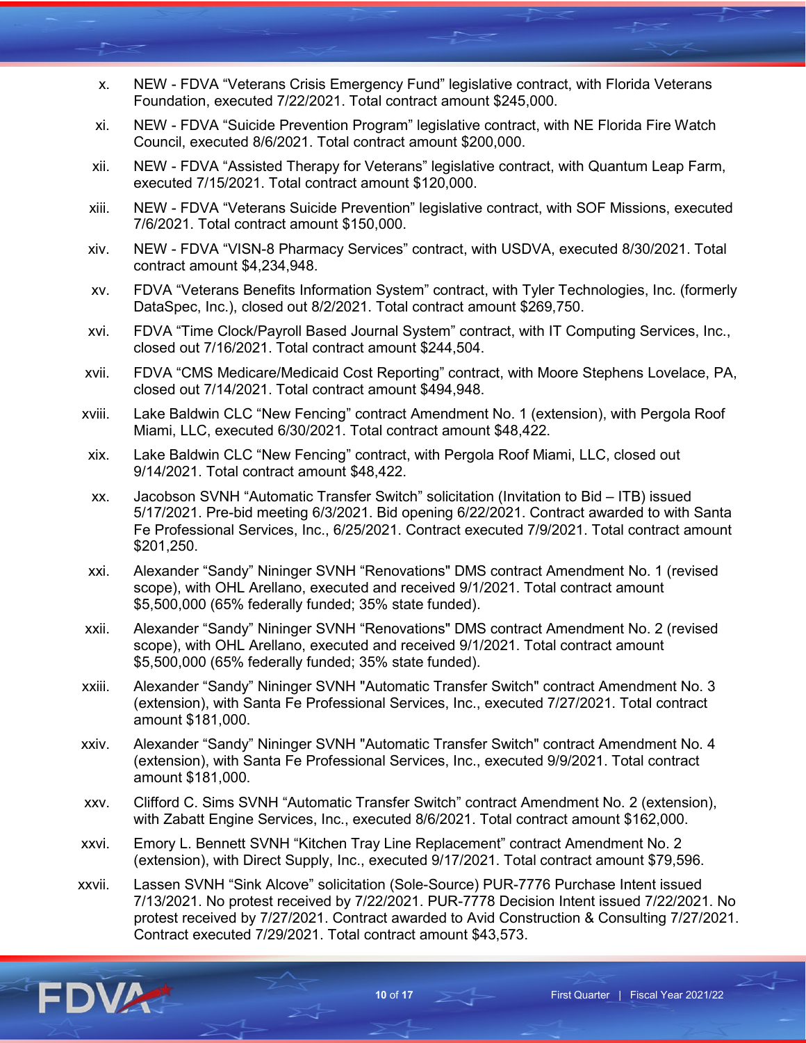x. NEW - FDVA “Veterans Crisis Emergency Fund” legislative contract, with Florida Veterans Foundation, executed 7/22/2021. Total contract amount $245,000.

xi. NEW - FDVA “Suicide Prevention Program” legislative contract, with NE Florida Fire Watch Council, executed 8/6/2021. Total contract amount $200,000.

xii. NEW - FDVA “Assisted Therapy for Veterans” legislative contract, with Quantum Leap Farm, executed 7/15/2021. Total contract amount $120,000.

xiii. NEW - FDVA “Veterans Suicide Prevention” legislative contract, with SOF Missions, executed 7/6/2021. Total contract amount $150,000.

xiv. NEW - FDVA “VISN-8 Pharmacy Services” contract, with USDVA, executed 8/30/2021. Total contract amount $4,234,948.

xv. FDVA “Veterans Benefits Information System” contract, with Tyler Technologies, Inc. (formerly DataSpec, Inc.), closed out 8/2/2021. Total contract amount $269,750.

xvi. FDVA “Time Clock/Payroll Based Journal System” contract, with IT Computing Services, Inc., closed out 7/16/2021. Total contract amount $244,504.

xvii. FDVA “CMS Medicare/Medicaid Cost Reporting” contract, with Moore Stephens Lovelace, PA, closed out 7/14/2021. Total contract amount $494,948.

xviii. Lake Baldwin CLC “New Fencing” contract Amendment No. 1 (extension), with Pergola Roof Miami, LLC, executed 6/30/2021. Total contract amount $48,422.

xix. Lake Baldwin CLC “New Fencing” contract, with Pergola Roof Miami, LLC, closed out 9/14/2021. Total contract amount $48,422.

xx. Jacobson SVNH “Automatic Transfer Switch” solicitation (Invitation to Bid – ITB) issued 5/17/2021. Pre-bid meeting 6/3/2021. Bid opening 6/22/2021. Contract awarded to with Santa Fe Professional Services, Inc., 6/25/2021. Contract executed 7/9/2021. Total contract amount $201,250.

xxi. Alexander “Sandy” Nininger SVNH “Renovations" DMS contract Amendment No. 1 (revised scope), with OHL Arellano, executed and received 9/1/2021. Total contract amount $5,500,000 (65% federally funded; 35% state funded).

xxii. Alexander “Sandy” Nininger SVNH “Renovations" DMS contract Amendment No. 2 (revised scope), with OHL Arellano, executed and received 9/1/2021. Total contract amount $5,500,000 (65% federally funded; 35% state funded).

xxiii. Alexander “Sandy” Nininger SVNH "Automatic Transfer Switch" contract Amendment No. 3 (extension), with Santa Fe Professional Services, Inc., executed 7/27/2021. Total contract amount $181,000.

xxiv. Alexander “Sandy” Nininger SVNH "Automatic Transfer Switch" contract Amendment No. 4 (extension), with Santa Fe Professional Services, Inc., executed 9/9/2021. Total contract amount $181,000.

xxv. Clifford C. Sims SVNH “Automatic Transfer Switch” contract Amendment No. 2 (extension), with Zabatt Engine Services, Inc., executed 8/6/2021. Total contract amount $162,000.

xxvi. Emory L. Bennett SVNH “Kitchen Tray Line Replacement” contract Amendment No. 2 (extension), with Direct Supply, Inc., executed 9/17/2021. Total contract amount $79,596.

xxvii. Lassen SVNH “Sink Alcove” solicitation (Sole-Source) PUR-7776 Purchase Intent issued 7/13/2021. No protest received by 7/22/2021. PUR-7778 Decision Intent issued 7/22/2021. No protest received by 7/27/2021. Contract awarded to Avid Construction & Consulting 7/27/2021. Contract executed 7/29/2021. Total contract amount $43,573.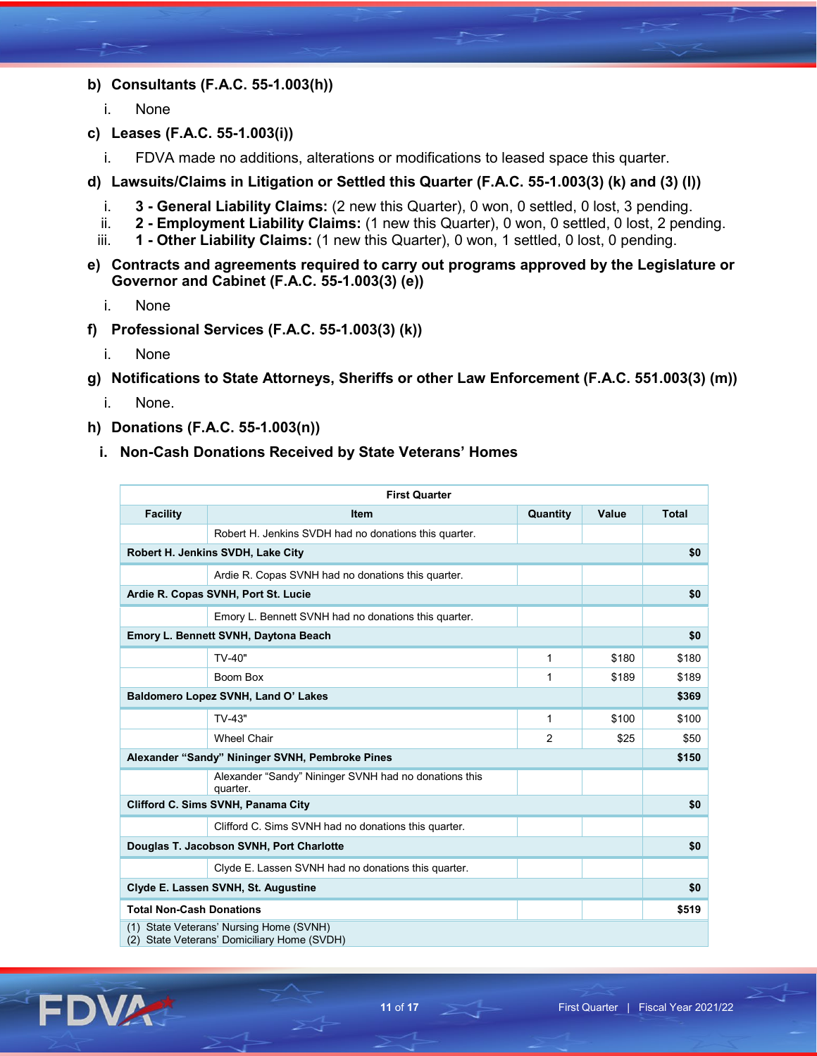**b) Consultants (F.A.C. 55-1.003(h))**

i. None

**c) Leases (F.A.C. 55-1.003(i))**

i. FDVA made no additions, alterations or modifications to leased space this quarter.

**d) Lawsuits/Claims in Litigation or Settled this Quarter (F.A.C. 55-1.003(3) (k) and (3) (l))**

i. **3 - General Liability Claims:** (2 new this Quarter), 0 won, 0 settled, 0 lost, 3 pending.
ii. **2 - Employment Liability Claims:** (1 new this Quarter), 0 won, 0 settled, 0 lost, 2 pending.
iii. **1 - Other Liability Claims:** (1 new this Quarter), 0 won, 1 settled, 0 lost, 0 pending.

**e) Contracts and agreements required to carry out programs approved by the Legislature or Governor and Cabinet (F.A.C. 55-1.003(3) (e))**

i. None

**f) Professional Services (F.A.C. 55-1.003(3) (k))**

i. None

**g) Notifications to State Attorneys, Sheriffs or other Law Enforcement (F.A.C. 551.003(3) (m))**

i. None.

**h) Donations (F.A.C. 55-1.003(n))**

**i. Non-Cash Donations Received by State Veterans' Homes**

| First Quarter | | | | |
|---|---|---|---|---|
| **Facility** | **Item** | **Quantity** | **Value** | **Total** |
| | Robert H. Jenkins SVDH had no donations this quarter. | | | |
| **Robert H. Jenkins SVDH, Lake City** | | | | **$0** |
| | Ardie R. Copas SVNH had no donations this quarter. | | | |
| **Ardie R. Copas SVNH, Port St. Lucie** | | | | **$0** |
| | Emory L. Bennett SVNH had no donations this quarter. | | | |
| **Emory L. Bennett SVNH, Daytona Beach** | | | | **$0** |
| | TV-40" | 1 | $180 | $180 |
| | Boom Box | 1 | $189 | $189 |
| **Baldomero Lopez SVNH, Land O' Lakes** | | | | **$369** |
| | TV-43" | 1 | $100 | $100 |
| | Wheel Chair | 2 | $25 | $50 |
| **Alexander "Sandy" Nininger SVNH, Pembroke Pines** | | | | **$150** |
| | Alexander "Sandy" Nininger SVNH had no donations this quarter. | | | |
| **Clifford C. Sims SVNH, Panama City** | | | | **$0** |
| | Clifford C. Sims SVNH had no donations this quarter. | | | |
| **Douglas T. Jacobson SVNH, Port Charlotte** | | | | **$0** |
| | Clyde E. Lassen SVNH had no donations this quarter. | | | |
| **Clyde E. Lassen SVNH, St. Augustine** | | | | **$0** |
| **Total Non-Cash Donations** | | | | **$519** |

(1) State Veterans' Nursing Home (SVNH)
(2) State Veterans' Domiciliary Home (SVDH)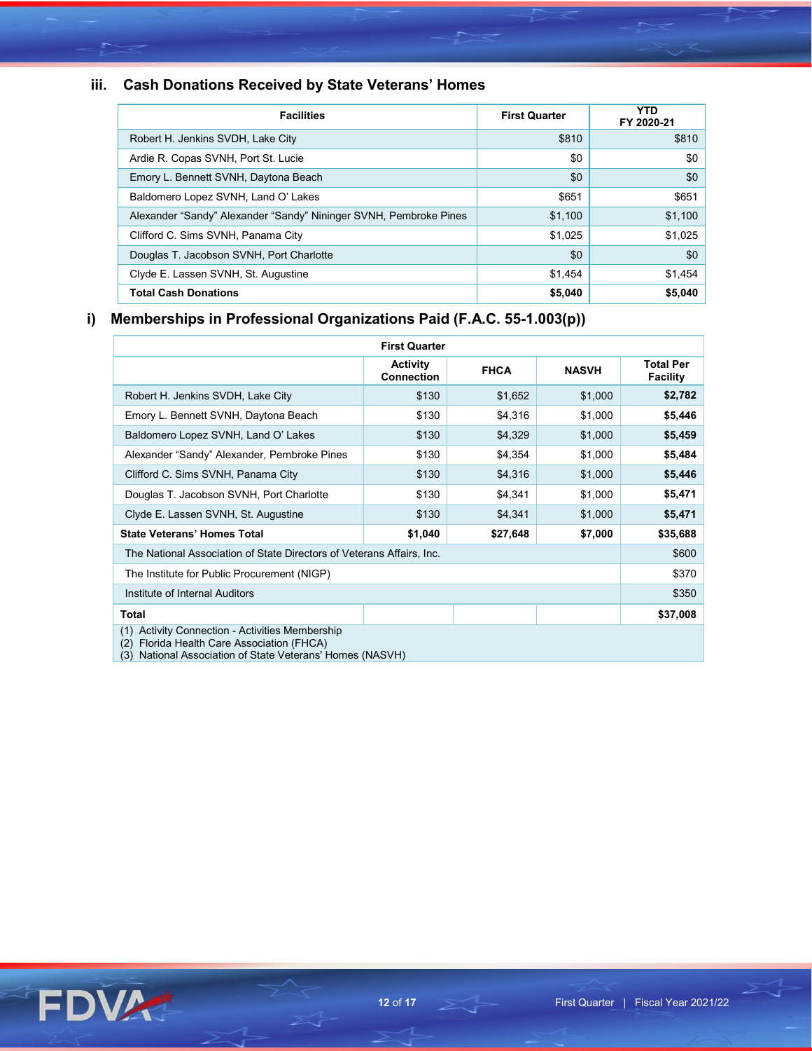### iii. Cash Donations Received by State Veterans' Homes

| Facilities | First Quarter | YTD FY 2020-21 |
|---|---|---|
| Robert H. Jenkins SVDH, Lake City | $810 | $810 |
| Ardie R. Copas SVNH, Port St. Lucie | $0 | $0 |
| Emory L. Bennett SVNH, Daytona Beach | $0 | $0 |
| Baldomero Lopez SVNH, Land O' Lakes | $651 | $651 |
| Alexander "Sandy" Alexander "Sandy" Nininger SVNH, Pembroke Pines | $1,100 | $1,100 |
| Clifford C. Sims SVNH, Panama City | $1,025 | $1,025 |
| Douglas T. Jacobson SVNH, Port Charlotte | $0 | $0 |
| Clyde E. Lassen SVNH, St. Augustine | $1,454 | $1,454 |
| **Total Cash Donations** | **$5,040** | **$5,040** |

## i) Memberships in Professional Organizations Paid (F.A.C. 55-1.003(p))

| First Quarter | | | | |
|---|---|---|---|---|
| | Activity Connection | FHCA | NASVH | Total Per Facility |
| Robert H. Jenkins SVDH, Lake City | $130 | $1,652 | $1,000 | **$2,782** |
| Emory L. Bennett SVNH, Daytona Beach | $130 | $4,316 | $1,000 | **$5,446** |
| Baldomero Lopez SVNH, Land O' Lakes | $130 | $4,329 | $1,000 | **$5,459** |
| Alexander "Sandy" Alexander, Pembroke Pines | $130 | $4,354 | $1,000 | **$5,484** |
| Clifford C. Sims SVNH, Panama City | $130 | $4,316 | $1,000 | **$5,446** |
| Douglas T. Jacobson SVNH, Port Charlotte | $130 | $4,341 | $1,000 | **$5,471** |
| Clyde E. Lassen SVNH, St. Augustine | $130 | $4,341 | $1,000 | **$5,471** |
| **State Veterans' Homes Total** | **$1,040** | **$27,648** | **$7,000** | **$35,688** |
| The National Association of State Directors of Veterans Affairs, Inc. | | | | $600 |
| The Institute for Public Procurement (NIGP) | | | | $370 |
| Institute of Internal Auditors | | | | $350 |
| **Total** | | | | **$37,008** |

(1) Activity Connection - Activities Membership
(2) Florida Health Care Association (FHCA)
(3) National Association of State Veterans' Homes (NASVH)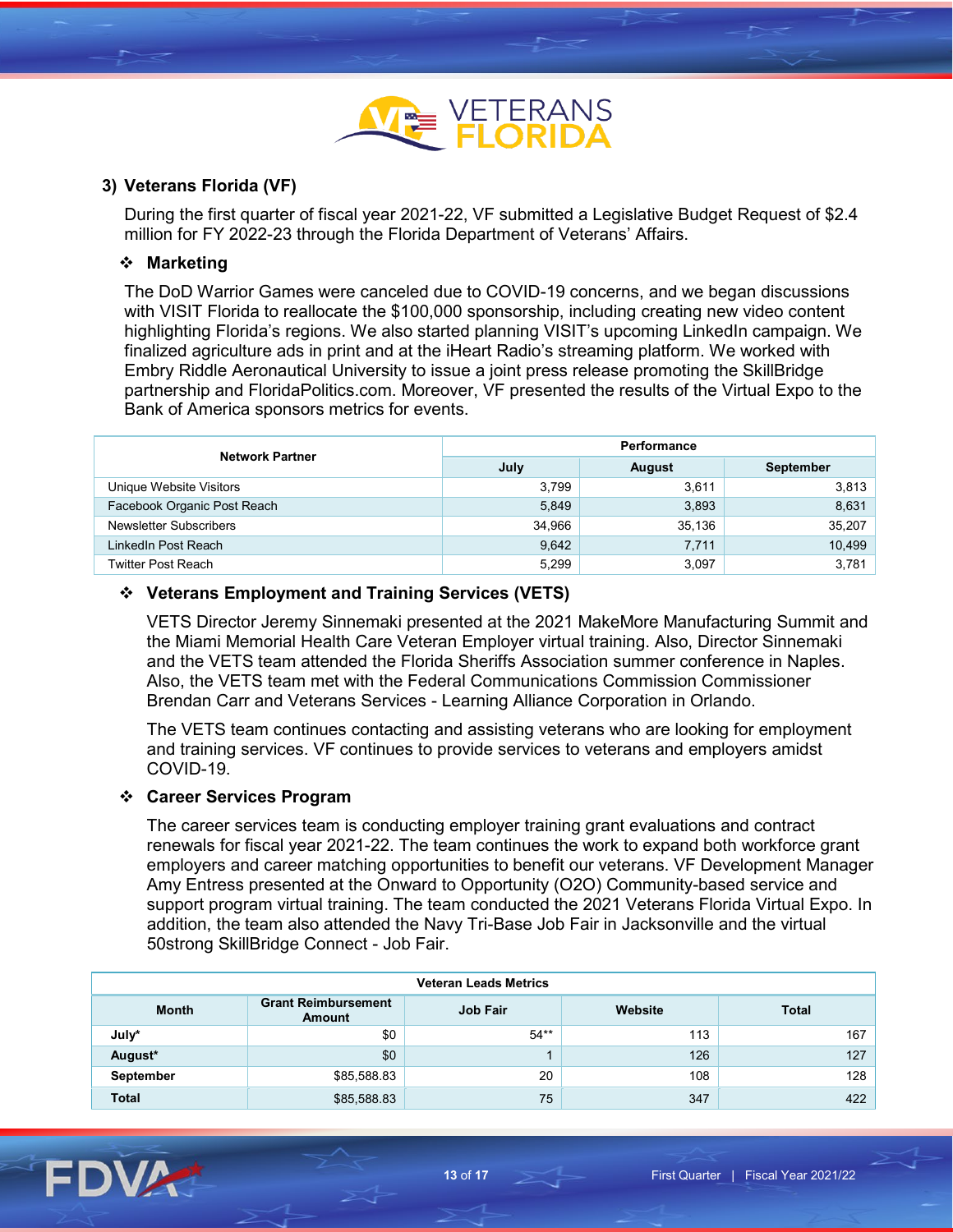### 3) Veterans Florida (VF)

During the first quarter of fiscal year 2021-22, VF submitted a Legislative Budget Request of $2.4 million for FY 2022-23 through the Florida Department of Veterans' Affairs.

#### ❖ Marketing

The DoD Warrior Games were canceled due to COVID-19 concerns, and we began discussions with VISIT Florida to reallocate the $100,000 sponsorship, including creating new video content highlighting Florida's regions. We also started planning VISIT's upcoming LinkedIn campaign. We finalized agriculture ads in print and at the iHeart Radio's streaming platform. We worked with Embry Riddle Aeronautical University to issue a joint press release promoting the SkillBridge partnership and FloridaPolitics.com. Moreover, VF presented the results of the Virtual Expo to the Bank of America sponsors metrics for events.

| Network Partner | Performance | | |
|---|---|---|---|
| | July | August | September |
| Unique Website Visitors | 3,799 | 3,611 | 3,813 |
| Facebook Organic Post Reach | 5,849 | 3,893 | 8,631 |
| Newsletter Subscribers | 34,966 | 35,136 | 35,207 |
| LinkedIn Post Reach | 9,642 | 7,711 | 10,499 |
| Twitter Post Reach | 5,299 | 3,097 | 3,781 |

#### ❖ Veterans Employment and Training Services (VETS)

VETS Director Jeremy Sinnemaki presented at the 2021 MakeMore Manufacturing Summit and the Miami Memorial Health Care Veteran Employer virtual training. Also, Director Sinnemaki and the VETS team attended the Florida Sheriffs Association summer conference in Naples. Also, the VETS team met with the Federal Communications Commission Commissioner Brendan Carr and Veterans Services - Learning Alliance Corporation in Orlando.

The VETS team continues contacting and assisting veterans who are looking for employment and training services. VF continues to provide services to veterans and employers amidst COVID-19.

#### ❖ Career Services Program

The career services team is conducting employer training grant evaluations and contract renewals for fiscal year 2021-22. The team continues the work to expand both workforce grant employers and career matching opportunities to benefit our veterans. VF Development Manager Amy Entress presented at the Onward to Opportunity (O2O) Community-based service and support program virtual training. The team conducted the 2021 Veterans Florida Virtual Expo. In addition, the team also attended the Navy Tri-Base Job Fair in Jacksonville and the virtual 50strong SkillBridge Connect - Job Fair.

| Veteran Leads Metrics | | | | |
|---|---|---|---|---|
| **Month** | **Grant Reimbursement Amount** | **Job Fair** | **Website** | **Total** |
| **July*** | $0 | 54** | 113 | 167 |
| **August*** | $0 | 1 | 126 | 127 |
| **September** | $85,588.83 | 20 | 108 | 128 |
| **Total** | $85,588.83 | 75 | 347 | 422 |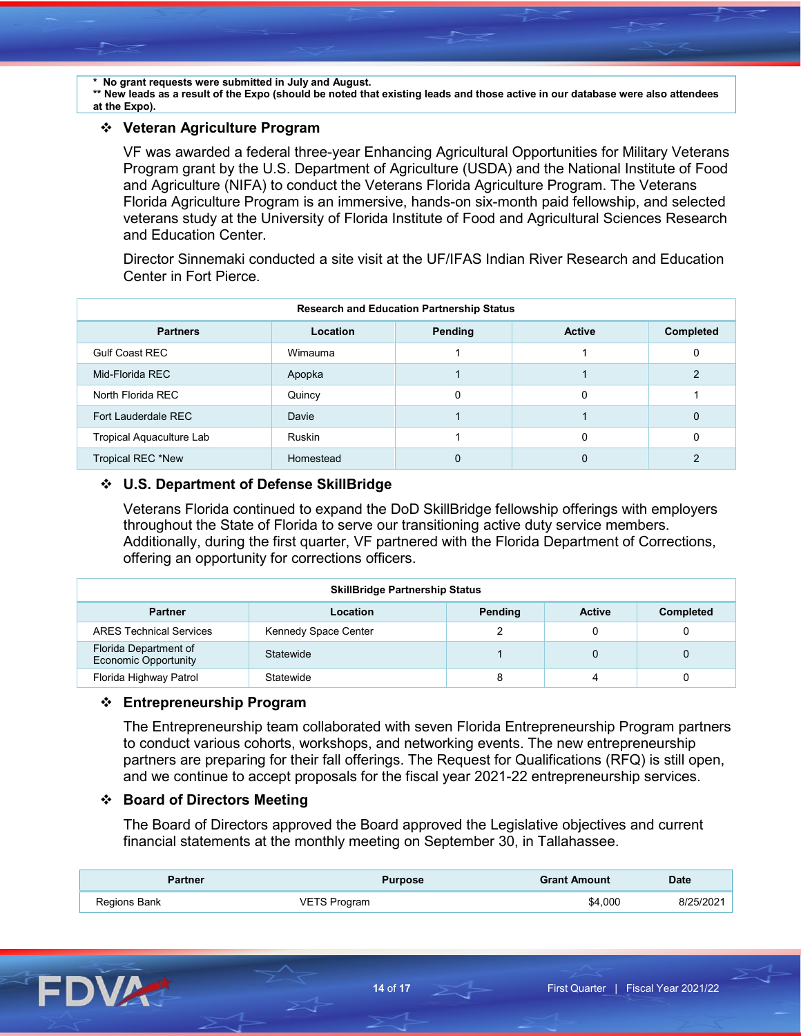**\* No grant requests were submitted in July and August.**
**\*\* New leads as a result of the Expo (should be noted that existing leads and those active in our database were also attendees at the Expo).**

## ❖ Veteran Agriculture Program

VF was awarded a federal three-year Enhancing Agricultural Opportunities for Military Veterans Program grant by the U.S. Department of Agriculture (USDA) and the National Institute of Food and Agriculture (NIFA) to conduct the Veterans Florida Agriculture Program. The Veterans Florida Agriculture Program is an immersive, hands-on six-month paid fellowship, and selected veterans study at the University of Florida Institute of Food and Agricultural Sciences Research and Education Center.

Director Sinnemaki conducted a site visit at the UF/IFAS Indian River Research and Education Center in Fort Pierce.

**Research and Education Partnership Status**

| Partners | Location | Pending | Active | Completed |
|---|---|---|---|---|
| Gulf Coast REC | Wimauma | 1 | 1 | 0 |
| Mid-Florida REC | Apopka | 1 | 1 | 2 |
| North Florida REC | Quincy | 0 | 0 | 1 |
| Fort Lauderdale REC | Davie | 1 | 1 | 0 |
| Tropical Aquaculture Lab | Ruskin | 1 | 0 | 0 |
| Tropical REC *New | Homestead | 0 | 0 | 2 |

## ❖ U.S. Department of Defense SkillBridge

Veterans Florida continued to expand the DoD SkillBridge fellowship offerings with employers throughout the State of Florida to serve our transitioning active duty service members. Additionally, during the first quarter, VF partnered with the Florida Department of Corrections, offering an opportunity for corrections officers.

**SkillBridge Partnership Status**

| Partner | Location | Pending | Active | Completed |
|---|---|---|---|---|
| ARES Technical Services | Kennedy Space Center | 2 | 0 | 0 |
| Florida Department of Economic Opportunity | Statewide | 1 | 0 | 0 |
| Florida Highway Patrol | Statewide | 8 | 4 | 0 |

## ❖ Entrepreneurship Program

The Entrepreneurship team collaborated with seven Florida Entrepreneurship Program partners to conduct various cohorts, workshops, and networking events. The new entrepreneurship partners are preparing for their fall offerings. The Request for Qualifications (RFQ) is still open, and we continue to accept proposals for the fiscal year 2021-22 entrepreneurship services.

## ❖ Board of Directors Meeting

The Board of Directors approved the Board approved the Legislative objectives and current financial statements at the monthly meeting on September 30, in Tallahassee.

| Partner | Purpose | Grant Amount | Date |
|---|---|---|---|
| Regions Bank | VETS Program | $4,000 | 8/25/2021 |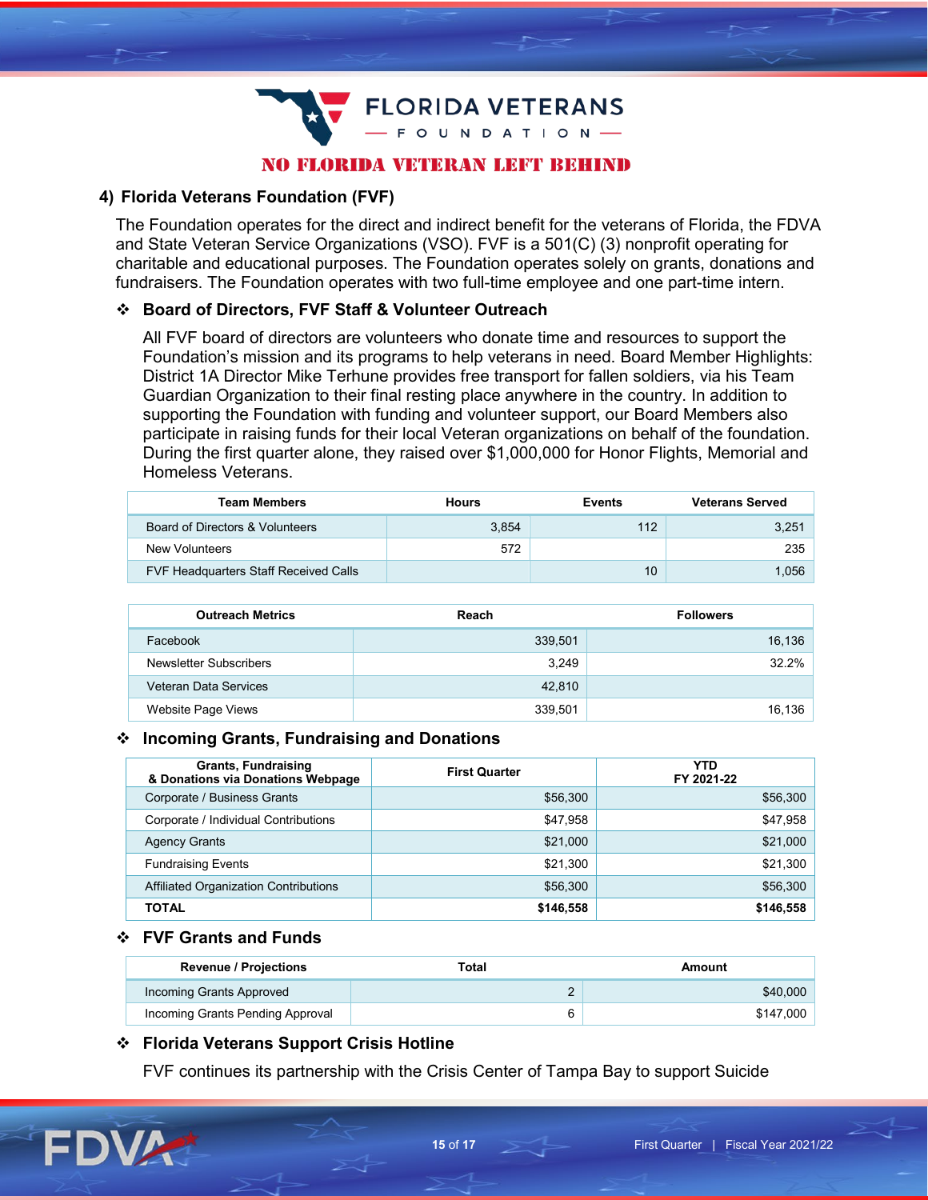FLORIDA VETERANS FOUNDATION

NO FLORIDA VETERAN LEFT BEHIND

## 4) Florida Veterans Foundation (FVF)

The Foundation operates for the direct and indirect benefit for the veterans of Florida, the FDVA and State Veteran Service Organizations (VSO). FVF is a 501(C) (3) nonprofit operating for charitable and educational purposes. The Foundation operates solely on grants, donations and fundraisers. The Foundation operates with two full-time employee and one part-time intern.

### ❖ Board of Directors, FVF Staff & Volunteer Outreach

All FVF board of directors are volunteers who donate time and resources to support the Foundation's mission and its programs to help veterans in need. Board Member Highlights: District 1A Director Mike Terhune provides free transport for fallen soldiers, via his Team Guardian Organization to their final resting place anywhere in the country. In addition to supporting the Foundation with funding and volunteer support, our Board Members also participate in raising funds for their local Veteran organizations on behalf of the foundation. During the first quarter alone, they raised over $1,000,000 for Honor Flights, Memorial and Homeless Veterans.

| Team Members | Hours | Events | Veterans Served |
|---|---|---|---|
| Board of Directors & Volunteers | 3,854 | 112 | 3,251 |
| New Volunteers | 572 | | 235 |
| FVF Headquarters Staff Received Calls | | 10 | 1,056 |

| Outreach Metrics | Reach | Followers |
|---|---|---|
| Facebook | 339,501 | 16,136 |
| Newsletter Subscribers | 3,249 | 32.2% |
| Veteran Data Services | 42,810 | |
| Website Page Views | 339,501 | 16,136 |

### ❖ Incoming Grants, Fundraising and Donations

| Grants, Fundraising & Donations via Donations Webpage | First Quarter | YTD FY 2021-22 |
|---|---|---|
| Corporate / Business Grants | $56,300 | $56,300 |
| Corporate / Individual Contributions | $47,958 | $47,958 |
| Agency Grants | $21,000 | $21,000 |
| Fundraising Events | $21,300 | $21,300 |
| Affiliated Organization Contributions | $56,300 | $56,300 |
| **TOTAL** | **$146,558** | **$146,558** |

### ❖ FVF Grants and Funds

| Revenue / Projections | Total | Amount |
|---|---|---|
| Incoming Grants Approved | 2 | $40,000 |
| Incoming Grants Pending Approval | 6 | $147,000 |

### ❖ Florida Veterans Support Crisis Hotline

FVF continues its partnership with the Crisis Center of Tampa Bay to support Suicide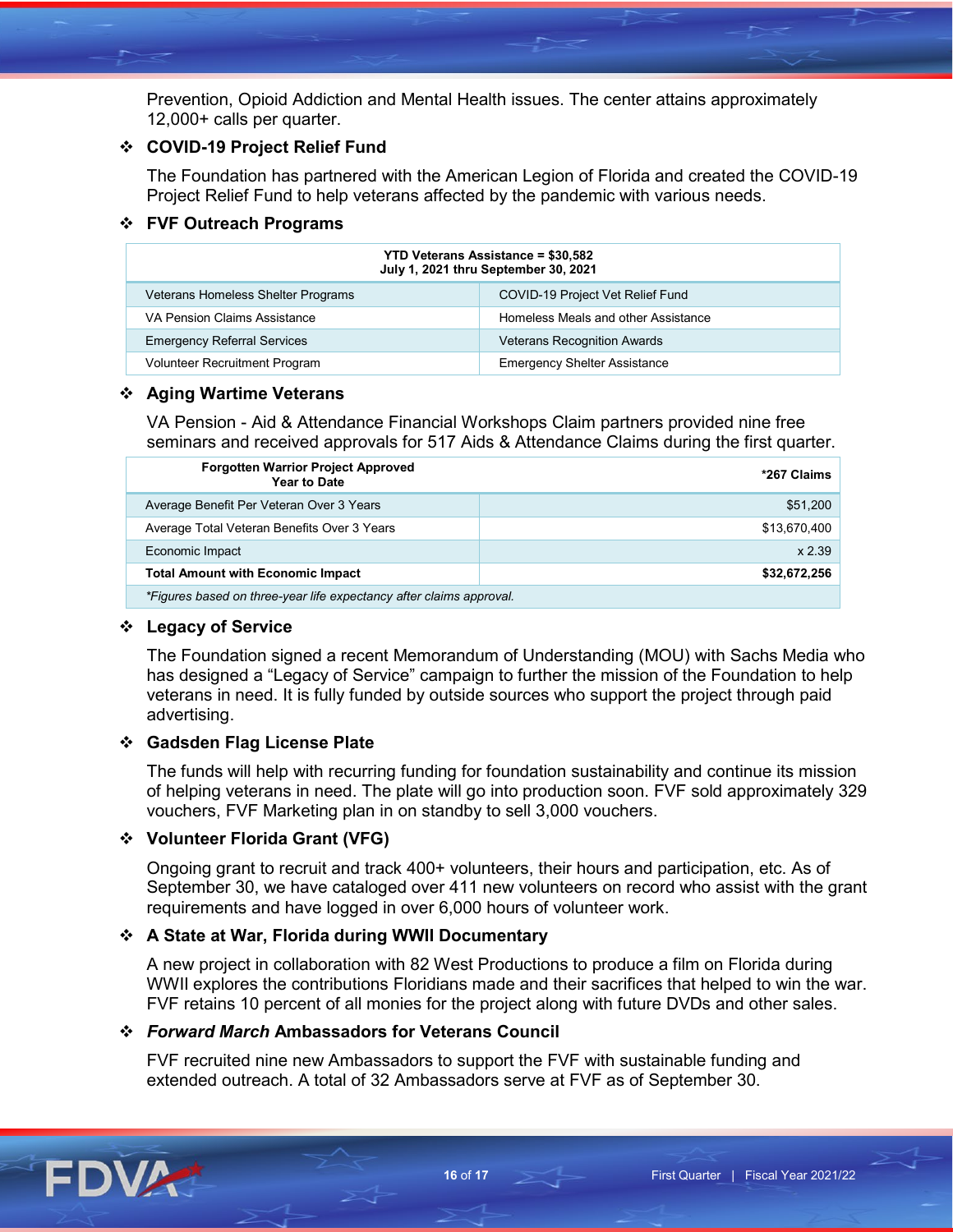Prevention, Opioid Addiction and Mental Health issues. The center attains approximately 12,000+ calls per quarter.

- **COVID-19 Project Relief Fund**

  The Foundation has partnered with the American Legion of Florida and created the COVID-19 Project Relief Fund to help veterans affected by the pandemic with various needs.

- **FVF Outreach Programs**

| YTD Veterans Assistance = $30,582<br>July 1, 2021 thru September 30, 2021 | |
|---|---|
| Veterans Homeless Shelter Programs | COVID-19 Project Vet Relief Fund |
| VA Pension Claims Assistance | Homeless Meals and other Assistance |
| Emergency Referral Services | Veterans Recognition Awards |
| Volunteer Recruitment Program | Emergency Shelter Assistance |

- **Aging Wartime Veterans**

  VA Pension - Aid & Attendance Financial Workshops Claim partners provided nine free seminars and received approvals for 517 Aids & Attendance Claims during the first quarter.

| **Forgotten Warrior Project Approved Year to Date** | ***267 Claims** |
|---|---|
| Average Benefit Per Veteran Over 3 Years | $51,200 |
| Average Total Veteran Benefits Over 3 Years | $13,670,400 |
| Economic Impact | x 2.39 |
| **Total Amount with Economic Impact** | **$32,672,256** |
| *\*Figures based on three-year life expectancy after claims approval.* | |

- **Legacy of Service**

  The Foundation signed a recent Memorandum of Understanding (MOU) with Sachs Media who has designed a "Legacy of Service" campaign to further the mission of the Foundation to help veterans in need. It is fully funded by outside sources who support the project through paid advertising.

- **Gadsden Flag License Plate**

  The funds will help with recurring funding for foundation sustainability and continue its mission of helping veterans in need. The plate will go into production soon. FVF sold approximately 329 vouchers, FVF Marketing plan in on standby to sell 3,000 vouchers.

- **Volunteer Florida Grant (VFG)**

  Ongoing grant to recruit and track 400+ volunteers, their hours and participation, etc. As of September 30, we have cataloged over 411 new volunteers on record who assist with the grant requirements and have logged in over 6,000 hours of volunteer work.

- **A State at War, Florida during WWII Documentary**

  A new project in collaboration with 82 West Productions to produce a film on Florida during WWII explores the contributions Floridians made and their sacrifices that helped to win the war. FVF retains 10 percent of all monies for the project along with future DVDs and other sales.

- ***Forward March* Ambassadors for Veterans Council**

  FVF recruited nine new Ambassadors to support the FVF with sustainable funding and extended outreach. A total of 32 Ambassadors serve at FVF as of September 30.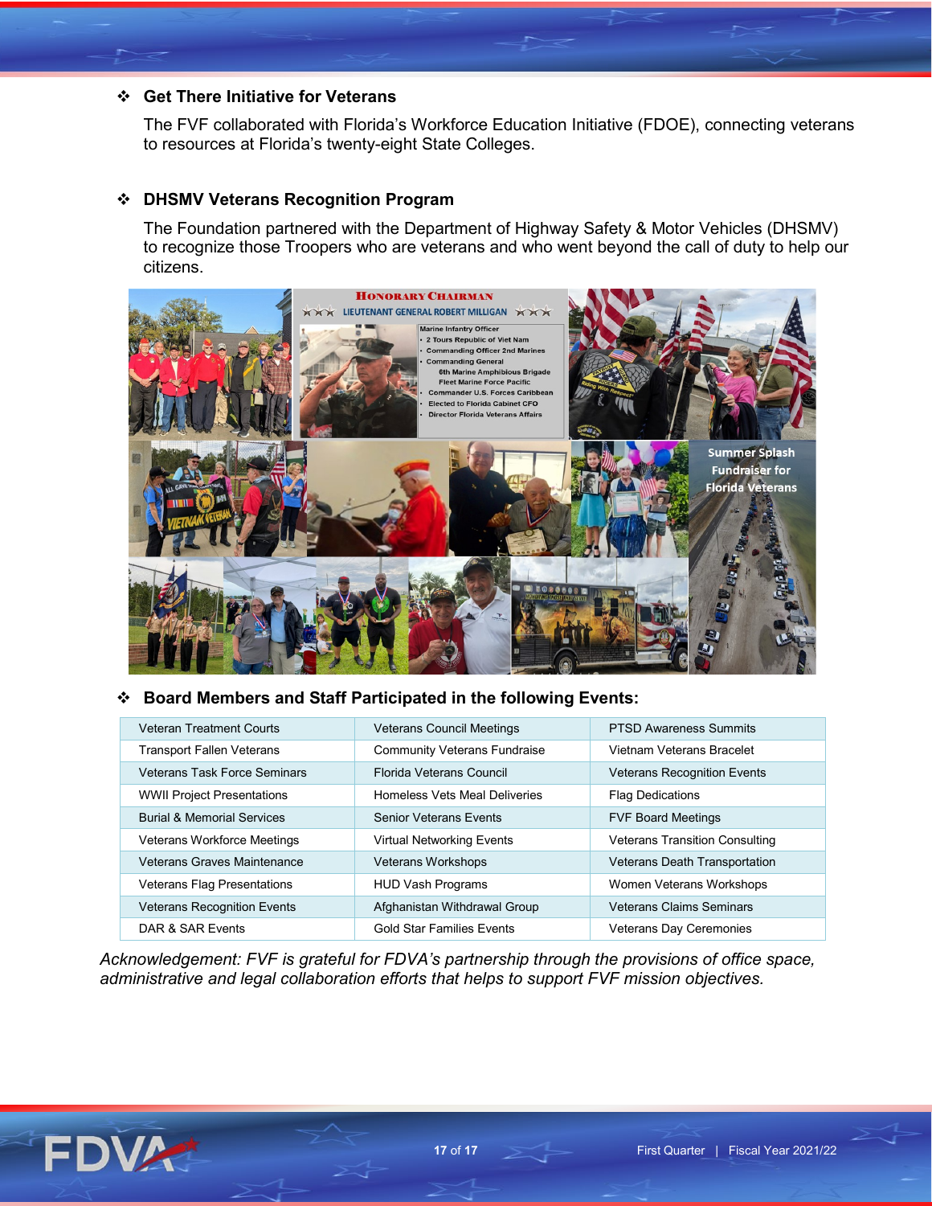- **Get There Initiative for Veterans**

  The FVF collaborated with Florida's Workforce Education Initiative (FDOE), connecting veterans to resources at Florida's twenty-eight State Colleges.

- **DHSMV Veterans Recognition Program**

  The Foundation partnered with the Department of Highway Safety & Motor Vehicles (DHSMV) to recognize those Troopers who are veterans and who went beyond the call of duty to help our citizens.

- **Board Members and Staff Participated in the following Events:**

| | | |
|---|---|---|
| Veteran Treatment Courts | Veterans Council Meetings | PTSD Awareness Summits |
| Transport Fallen Veterans | Community Veterans Fundraise | Vietnam Veterans Bracelet |
| Veterans Task Force Seminars | Florida Veterans Council | Veterans Recognition Events |
| WWII Project Presentations | Homeless Vets Meal Deliveries | Flag Dedications |
| Burial & Memorial Services | Senior Veterans Events | FVF Board Meetings |
| Veterans Workforce Meetings | Virtual Networking Events | Veterans Transition Consulting |
| Veterans Graves Maintenance | Veterans Workshops | Veterans Death Transportation |
| Veterans Flag Presentations | HUD Vash Programs | Women Veterans Workshops |
| Veterans Recognition Events | Afghanistan Withdrawal Group | Veterans Claims Seminars |
| DAR & SAR Events | Gold Star Families Events | Veterans Day Ceremonies |

*Acknowledgement: FVF is grateful for FDVA's partnership through the provisions of office space, administrative and legal collaboration efforts that helps to support FVF mission objectives.*